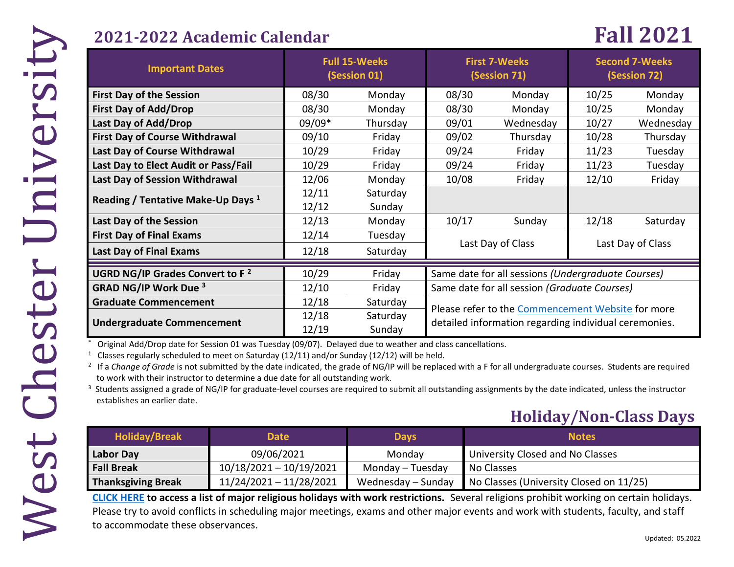# West Chester University

## 2021-2022 Academic Calendar

## Fall 2021

| Important Dates | Full 15-Weeks (Session 01) | | First 7-Weeks (Session 71) | | Second 7-Weeks (Session 72) | |
|---|---|---|---|---|---|---|
| **First Day of the Session** | 08/30 | Monday | 08/30 | Monday | 10/25 | Monday |
| **First Day of Add/Drop** | 08/30 | Monday | 08/30 | Monday | 10/25 | Monday |
| **Last Day of Add/Drop** | 09/09* | Thursday | 09/01 | Wednesday | 10/27 | Wednesday |
| **First Day of Course Withdrawal** | 09/10 | Friday | 09/02 | Thursday | 10/28 | Thursday |
| **Last Day of Course Withdrawal** | 10/29 | Friday | 09/24 | Friday | 11/23 | Tuesday |
| **Last Day to Elect Audit or Pass/Fail** | 10/29 | Friday | 09/24 | Friday | 11/23 | Tuesday |
| **Last Day of Session Withdrawal** | 12/06 | Monday | 10/08 | Friday | 12/10 | Friday |
| **Reading / Tentative Make-Up Days [1]** | 12/11<br>12/12 | Saturday<br>Sunday | | | | |
| **Last Day of the Session** | 12/13 | Monday | 10/17 | Sunday | 12/18 | Saturday |
| **First Day of Final Exams** | 12/14 | Tuesday | Last Day of Class | | Last Day of Class | |
| **Last Day of Final Exams** | 12/18 | Saturday | | | | |
| **UGRD NG/IP Grades Convert to F [2]** | 10/29 | Friday | Same date for all sessions *(Undergraduate Courses)* | | | |
| **GRAD NG/IP Work Due [3]** | 12/10 | Friday | Same date for all session *(Graduate Courses)* | | | |
| **Graduate Commencement** | 12/18 | Saturday | Please refer to the Commencement Website for more detailed information regarding individual ceremonies. | | | |
| **Undergraduate Commencement** | 12/18<br>12/19 | Saturday<br>Sunday | | | | |

\* Original Add/Drop date for Session 01 was Tuesday (09/07). Delayed due to weather and class cancellations.

[1] Classes regularly scheduled to meet on Saturday (12/11) and/or Sunday (12/12) will be held.

[2] If a *Change of Grade* is not submitted by the date indicated, the grade of NG/IP will be replaced with a F for all undergraduate courses. Students are required to work with their instructor to determine a due date for all outstanding work.

[3] Students assigned a grade of NG/IP for graduate-level courses are required to submit all outstanding assignments by the date indicated, unless the instructor establishes an earlier date.

## Holiday/Non-Class Days

| Holiday/Break | Date | Days | Notes |
|---|---|---|---|
| **Labor Day** | 09/06/2021 | Monday | University Closed and No Classes |
| **Fall Break** | 10/18/2021 – 10/19/2021 | Monday – Tuesday | No Classes |
| **Thanksgiving Break** | 11/24/2021 – 11/28/2021 | Wednesday – Sunday | No Classes (University Closed on 11/25) |

**CLICK HERE to access a list of major religious holidays with work restrictions.** Several religions prohibit working on certain holidays. Please try to avoid conflicts in scheduling major meetings, exams and other major events and work with students, faculty, and staff to accommodate these observances.

Updated: 05.2022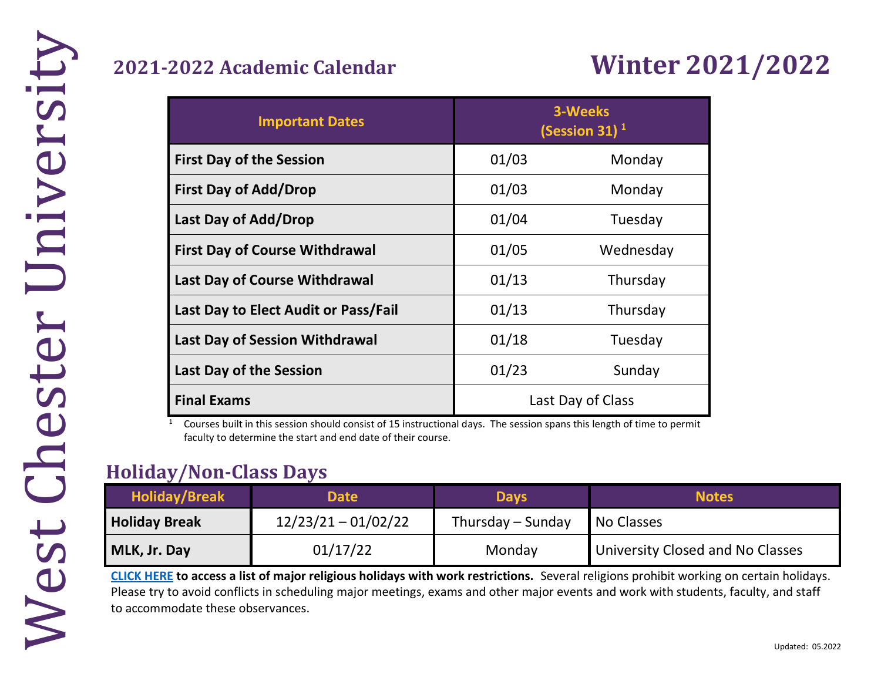# West Chester University

## 2021-2022 Academic Calendar

# Winter 2021/2022

| Important Dates | 3-Weeks (Session 31) [1] | |
|---|---|---|
| First Day of the Session | 01/03 | Monday |
| First Day of Add/Drop | 01/03 | Monday |
| Last Day of Add/Drop | 01/04 | Tuesday |
| First Day of Course Withdrawal | 01/05 | Wednesday |
| Last Day of Course Withdrawal | 01/13 | Thursday |
| Last Day to Elect Audit or Pass/Fail | 01/13 | Thursday |
| Last Day of Session Withdrawal | 01/18 | Tuesday |
| Last Day of the Session | 01/23 | Sunday |
| Final Exams | Last Day of Class | |

[1] Courses built in this session should consist of 15 instructional days. The session spans this length of time to permit faculty to determine the start and end date of their course.

## Holiday/Non-Class Days

| Holiday/Break | Date | Days | Notes |
|---|---|---|---|
| Holiday Break | 12/23/21 – 01/02/22 | Thursday – Sunday | No Classes |
| MLK, Jr. Day | 01/17/22 | Monday | University Closed and No Classes |

**CLICK HERE to access a list of major religious holidays with work restrictions.** Several religions prohibit working on certain holidays. Please try to avoid conflicts in scheduling major meetings, exams and other major events and work with students, faculty, and staff to accommodate these observances.

Updated: 05.2022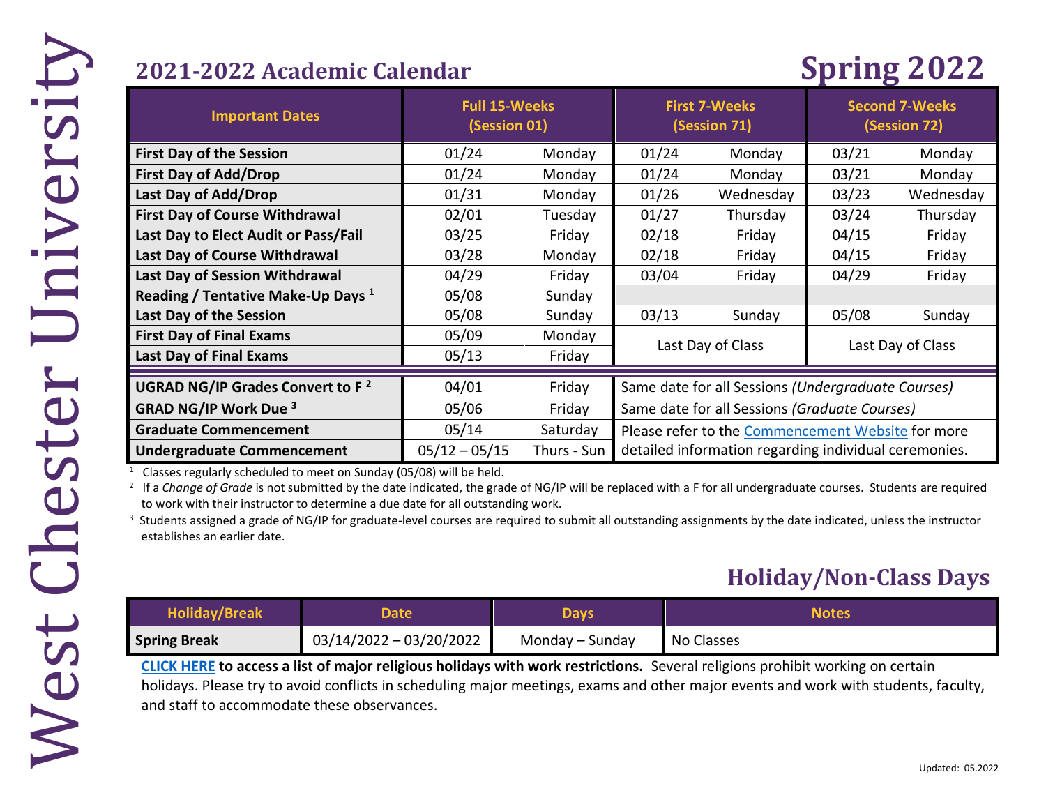West Chester University

# 2021-2022 Academic Calendar

# Spring 2022

| Important Dates | Full 15-Weeks (Session 01) | | First 7-Weeks (Session 71) | | Second 7-Weeks (Session 72) | |
|---|---|---|---|---|---|---|
| **First Day of the Session** | 01/24 | Monday | 01/24 | Monday | 03/21 | Monday |
| **First Day of Add/Drop** | 01/24 | Monday | 01/24 | Monday | 03/21 | Monday |
| **Last Day of Add/Drop** | 01/31 | Monday | 01/26 | Wednesday | 03/23 | Wednesday |
| **First Day of Course Withdrawal** | 02/01 | Tuesday | 01/27 | Thursday | 03/24 | Thursday |
| **Last Day to Elect Audit or Pass/Fail** | 03/25 | Friday | 02/18 | Friday | 04/15 | Friday |
| **Last Day of Course Withdrawal** | 03/28 | Monday | 02/18 | Friday | 04/15 | Friday |
| **Last Day of Session Withdrawal** | 04/29 | Friday | 03/04 | Friday | 04/29 | Friday |
| **Reading / Tentative Make-Up Days** [1] | 05/08 | Sunday | | | | |
| **Last Day of the Session** | 05/08 | Sunday | 03/13 | Sunday | 05/08 | Sunday |
| **First Day of Final Exams** | 05/09 | Monday | Last Day of Class | | Last Day of Class | |
| **Last Day of Final Exams** | 05/13 | Friday | | | | |
| **UGRAD NG/IP Grades Convert to F** [2] | 04/01 | Friday | Same date for all Sessions *(Undergraduate Courses)* | | | |
| **GRAD NG/IP Work Due** [3] | 05/06 | Friday | Same date for all Sessions *(Graduate Courses)* | | | |
| **Graduate Commencement** | 05/14 | Saturday | Please refer to the [Commencement Website] for more detailed information regarding individual ceremonies. | | | |
| **Undergraduate Commencement** | 05/12 – 05/15 | Thurs - Sun | | | | |

[1] Classes regularly scheduled to meet on Sunday (05/08) will be held.

[2] If a *Change of Grade* is not submitted by the date indicated, the grade of NG/IP will be replaced with a F for all undergraduate courses. Students are required to work with their instructor to determine a due date for all outstanding work.

[3] Students assigned a grade of NG/IP for graduate-level courses are required to submit all outstanding assignments by the date indicated, unless the instructor establishes an earlier date.

## Holiday/Non-Class Days

| Holiday/Break | Date | Days | Notes |
|---|---|---|---|
| **Spring Break** | 03/14/2022 – 03/20/2022 | Monday – Sunday | No Classes |

**CLICK HERE to access a list of major religious holidays with work restrictions.** Several religions prohibit working on certain holidays. Please try to avoid conflicts in scheduling major meetings, exams and other major events and work with students, faculty, and staff to accommodate these observances.

Updated: 05.2022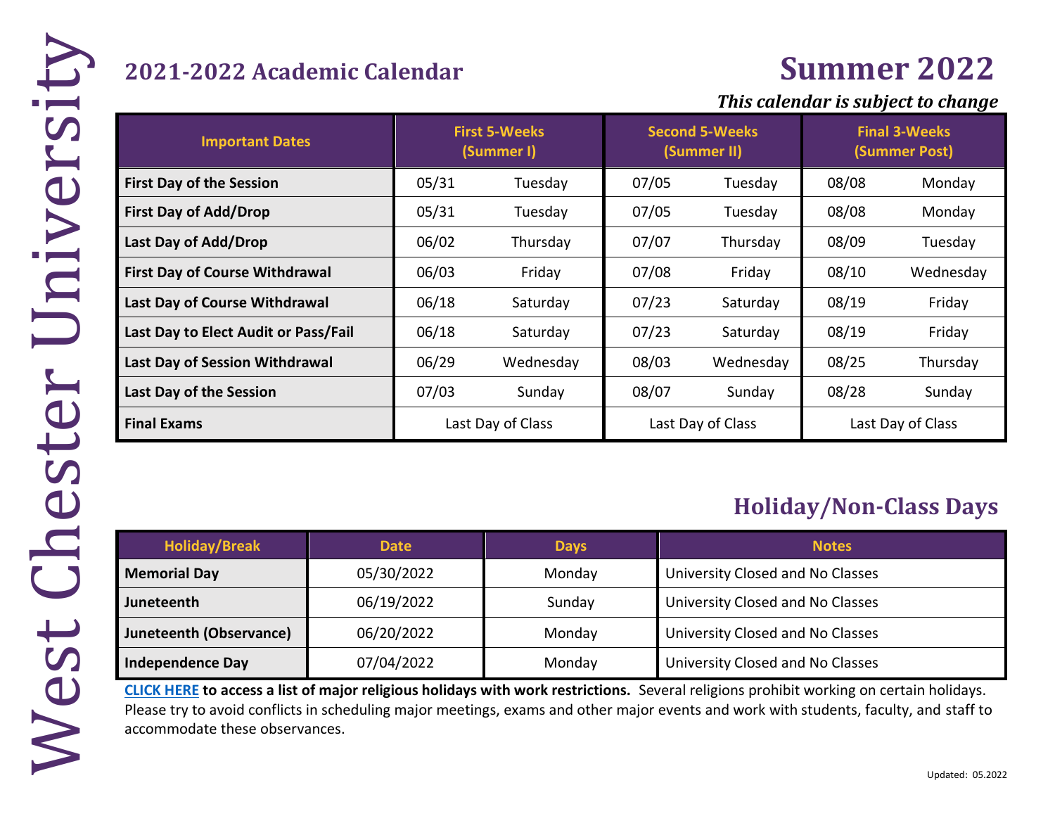West Chester University

## 2021-2022 Academic Calendar

# Summer 2022

***This calendar is subject to change***

| Important Dates | First 5-Weeks (Summer I) | | Second 5-Weeks (Summer II) | | Final 3-Weeks (Summer Post) | |
|---|---|---|---|---|---|---|
| **First Day of the Session** | 05/31 | Tuesday | 07/05 | Tuesday | 08/08 | Monday |
| **First Day of Add/Drop** | 05/31 | Tuesday | 07/05 | Tuesday | 08/08 | Monday |
| **Last Day of Add/Drop** | 06/02 | Thursday | 07/07 | Thursday | 08/09 | Tuesday |
| **First Day of Course Withdrawal** | 06/03 | Friday | 07/08 | Friday | 08/10 | Wednesday |
| **Last Day of Course Withdrawal** | 06/18 | Saturday | 07/23 | Saturday | 08/19 | Friday |
| **Last Day to Elect Audit or Pass/Fail** | 06/18 | Saturday | 07/23 | Saturday | 08/19 | Friday |
| **Last Day of Session Withdrawal** | 06/29 | Wednesday | 08/03 | Wednesday | 08/25 | Thursday |
| **Last Day of the Session** | 07/03 | Sunday | 08/07 | Sunday | 08/28 | Sunday |
| **Final Exams** | Last Day of Class | | Last Day of Class | | Last Day of Class | |

## Holiday/Non-Class Days

| Holiday/Break | Date | Days | Notes |
|---|---|---|---|
| **Memorial Day** | 05/30/2022 | Monday | University Closed and No Classes |
| **Juneteenth** | 06/19/2022 | Sunday | University Closed and No Classes |
| **Juneteenth (Observance)** | 06/20/2022 | Monday | University Closed and No Classes |
| **Independence Day** | 07/04/2022 | Monday | University Closed and No Classes |

**CLICK HERE to access a list of major religious holidays with work restrictions.** Several religions prohibit working on certain holidays. Please try to avoid conflicts in scheduling major meetings, exams and other major events and work with students, faculty, and staff to accommodate these observances.

Updated: 05.2022